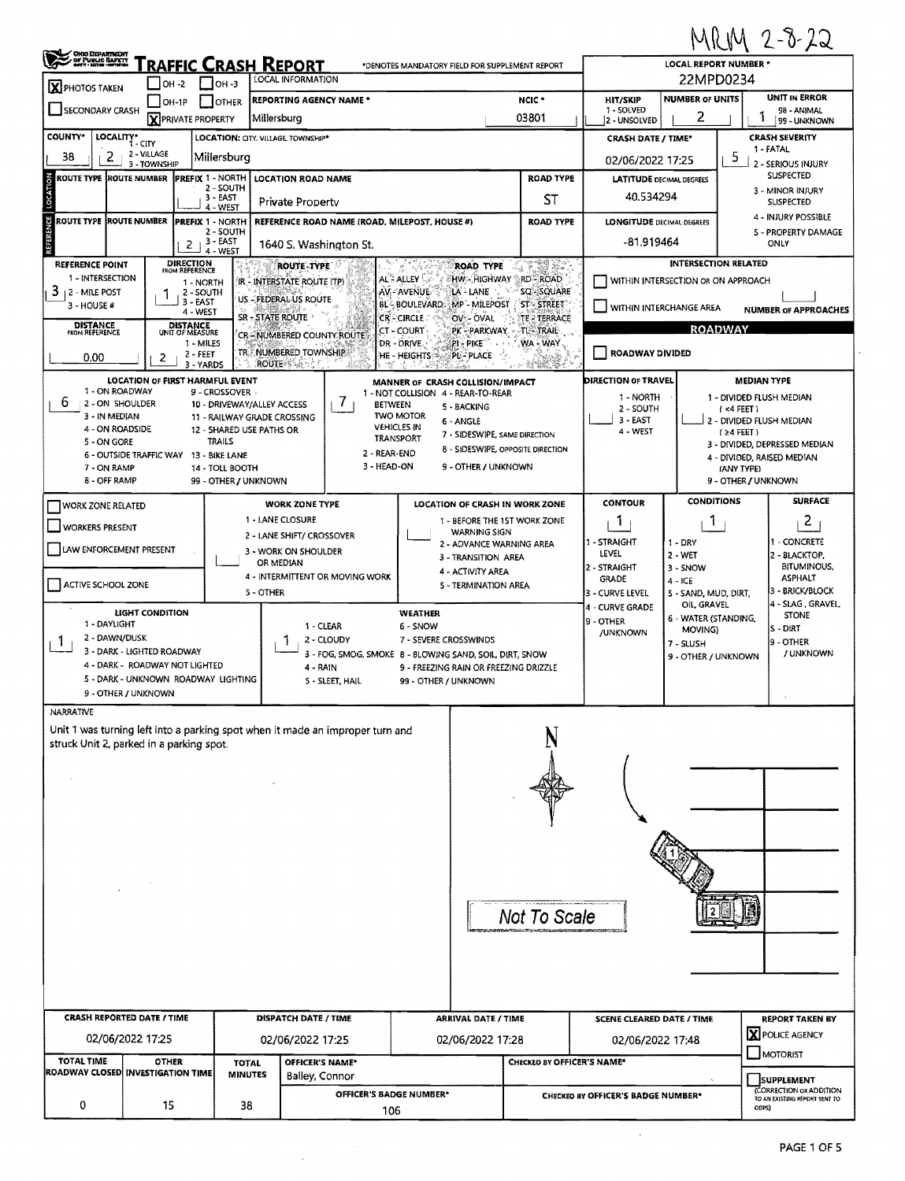MRM 2-8-22

# TRAFFIC CRASH REPORT

Ohio Department of Public Safety

*DENOTES MANDATORY FIELD FOR SUPPLEMENT REPORT

| Field | Value |
|---|---|
| LOCAL REPORT NUMBER * | 22MPD0234 |
| PHOTOS TAKEN | X |
| PRIVATE PROPERTY | X |
| REPORTING AGENCY NAME * | Millersburg |
| NCIC * | 03801 |
| HIT/SKIP (1 - SOLVED, 2 - UNSOLVED) | |
| NUMBER OF UNITS | 2 |
| UNIT IN ERROR (98 - ANIMAL, 99 - UNKNOWN) | 1 |
| COUNTY* | 38 |
| LOCALITY* (1 - CITY, 2 - VILLAGE, 3 - TOWNSHIP) | 2 |
| LOCATION: CITY, VILLAGE, TOWNSHIP* | Millersburg |
| CRASH DATE / TIME* | 02/06/2022 17:25 |
| CRASH SEVERITY (1 - FATAL, 2 - SERIOUS INJURY SUSPECTED, 3 - MINOR INJURY SUSPECTED, 4 - INJURY POSSIBLE, 5 - PROPERTY DAMAGE ONLY) | 5 |

## Location

| Field | Value |
|---|---|
| LOCATION ROAD NAME | Private Property |
| ROAD TYPE | ST |
| LATITUDE DECIMAL DEGREES | 40.534294 |
| PREFIX (REFERENCE) (1 - NORTH, 2 - SOUTH, 3 - EAST, 4 - WEST) | 2 |
| REFERENCE ROAD NAME (ROAD, MILEPOST, HOUSE #) | 1640 S. Washington St. |
| LONGITUDE DECIMAL DEGREES | -81.919464 |
| REFERENCE POINT (1 - INTERSECTION, 2 - MILE POST, 3 - HOUSE #) | 3 |
| DIRECTION FROM REFERENCE (1 - NORTH, 2 - SOUTH, 3 - EAST, 4 - WEST) | 1 |
| DISTANCE FROM REFERENCE | 0.00 |
| DISTANCE UNIT OF MEASURE (1 - MILES, 2 - FEET, 3 - YARDS) | 2 |

ROUTE TYPE: IR - INTERSTATE ROUTE (TP), US - FEDERAL US ROUTE, SR - STATE ROUTE, CR - NUMBERED COUNTY ROUTE, TR - NUMBERED TOWNSHIP ROUTE

ROAD TYPE: AL - ALLEY, AV - AVENUE, BL - BOULEVARD, CR - CIRCLE, CT - COURT, DR - DRIVE, HE - HEIGHTS, HW - HIGHWAY, LA - LANE, MP - MILEPOST, OV - OVAL, PK - PARKWAY, PI - PIKE, PL - PLACE, RD - ROAD, SQ - SQUARE, ST - STREET, TE - TERRACE, TL - TRAIL, WA - WAY

INTERSECTION RELATED: WITHIN INTERSECTION OR ON APPROACH; WITHIN INTERCHANGE AREA; NUMBER OF APPROACHES

ROADWAY: ROADWAY DIVIDED

| Field | Value |
|---|---|
| LOCATION OF FIRST HARMFUL EVENT | 6 |
| MANNER OF CRASH COLLISION/IMPACT | 7 |
| DIRECTION OF TRAVEL | |
| MEDIAN TYPE | |

LOCATION OF FIRST HARMFUL EVENT: 1 - ON ROADWAY, 2 - ON SHOULDER, 3 - IN MEDIAN, 4 - ON ROADSIDE, 5 - ON GORE, 6 - OUTSIDE TRAFFIC WAY, 7 - ON RAMP, 8 - OFF RAMP, 9 - CROSSOVER, 10 - DRIVEWAY/ALLEY ACCESS, 11 - RAILWAY GRADE CROSSING, 12 - SHARED USE PATHS OR TRAILS, 13 - BIKE LANE, 14 - TOLL BOOTH, 99 - OTHER / UNKNOWN

MANNER OF CRASH COLLISION/IMPACT: 1 - NOT COLLISION BETWEEN TWO MOTOR VEHICLES IN TRANSPORT, 2 - REAR-END, 3 - HEAD-ON, 4 - REAR-TO-REAR, 5 - BACKING, 6 - ANGLE, 7 - SIDESWIPE, SAME DIRECTION, 8 - SIDESWIPE, OPPOSITE DIRECTION, 9 - OTHER / UNKNOWN

DIRECTION OF TRAVEL: 1 - NORTH, 2 - SOUTH, 3 - EAST, 4 - WEST

MEDIAN TYPE: 1 - DIVIDED FLUSH MEDIAN (<4 FEET), 2 - DIVIDED FLUSH MEDIAN (≥4 FEET), 3 - DIVIDED, DEPRESSED MEDIAN, 4 - DIVIDED, RAISED MEDIAN (ANY TYPE), 9 - OTHER / UNKNOWN

## Work Zone

WORK ZONE RELATED; WORKERS PRESENT; LAW ENFORCEMENT PRESENT; ACTIVE SCHOOL ZONE

WORK ZONE TYPE: 1 - LANE CLOSURE, 2 - LANE SHIFT/ CROSSOVER, 3 - WORK ON SHOULDER OR MEDIAN, 4 - INTERMITTENT OR MOVING WORK, 5 - OTHER

LOCATION OF CRASH IN WORK ZONE: 1 - BEFORE THE 1ST WORK ZONE WARNING SIGN, 2 - ADVANCE WARNING AREA, 3 - TRANSITION AREA, 4 - ACTIVITY AREA, 5 - TERMINATION AREA

| Field | Value |
|---|---|
| CONTOUR | 1 |
| CONDITIONS | 1 |
| SURFACE | 2 |
| LIGHT CONDITION | 1 |
| WEATHER | 1 |

CONTOUR: 1 - STRAIGHT LEVEL, 2 - STRAIGHT GRADE, 3 - CURVE LEVEL, 4 - CURVE GRADE, 9 - OTHER /UNKNOWN

CONDITIONS: 1 - DRY, 2 - WET, 3 - SNOW, 4 - ICE, 5 - SAND, MUD, DIRT, OIL, GRAVEL, 6 - WATER (STANDING, MOVING), 7 - SLUSH, 9 - OTHER / UNKNOWN

SURFACE: 1 - CONCRETE, 2 - BLACKTOP, BITUMINOUS, ASPHALT, 3 - BRICK/BLOCK, 4 - SLAG, GRAVEL, STONE, 5 - DIRT, 9 - OTHER / UNKNOWN

LIGHT CONDITION: 1 - DAYLIGHT, 2 - DAWN/DUSK, 3 - DARK - LIGHTED ROADWAY, 4 - DARK - ROADWAY NOT LIGHTED, 5 - DARK - UNKNOWN ROADWAY LIGHTING, 9 - OTHER / UNKNOWN

WEATHER: 1 - CLEAR, 2 - CLOUDY, 3 - FOG, SMOG, SMOKE, 4 - RAIN, 5 - SLEET, HAIL, 6 - SNOW, 7 - SEVERE CROSSWINDS, 8 - BLOWING SAND, SOIL, DIRT, SNOW, 9 - FREEZING RAIN OR FREEZING DRIZZLE, 99 - OTHER / UNKNOWN

## Narrative

Unit 1 was turning left into a parking spot when it made an improper turn and struck Unit 2, parked in a parking spot.

Not To Scale

## Times

| CRASH REPORTED DATE / TIME | DISPATCH DATE / TIME | ARRIVAL DATE / TIME | SCENE CLEARED DATE / TIME | REPORT TAKEN BY |
|---|---|---|---|---|
| 02/06/2022 17:25 | 02/06/2022 17:25 | 02/06/2022 17:28 | 02/06/2022 17:48 | X POLICE AGENCY |

| TOTAL TIME ROADWAY CLOSED | OTHER INVESTIGATION TIME | TOTAL MINUTES | OFFICER'S NAME* | OFFICER'S BADGE NUMBER* | CHECKED BY OFFICER'S NAME* | CHECKED BY OFFICER'S BADGE NUMBER* |
|---|---|---|---|---|---|---|
| 0 | 15 | 38 | Bailey, Connor | 106 | | |

SUPPLEMENT (CORRECTION OR ADDITION TO AN EXISTING REPORT SENT TO ODPS)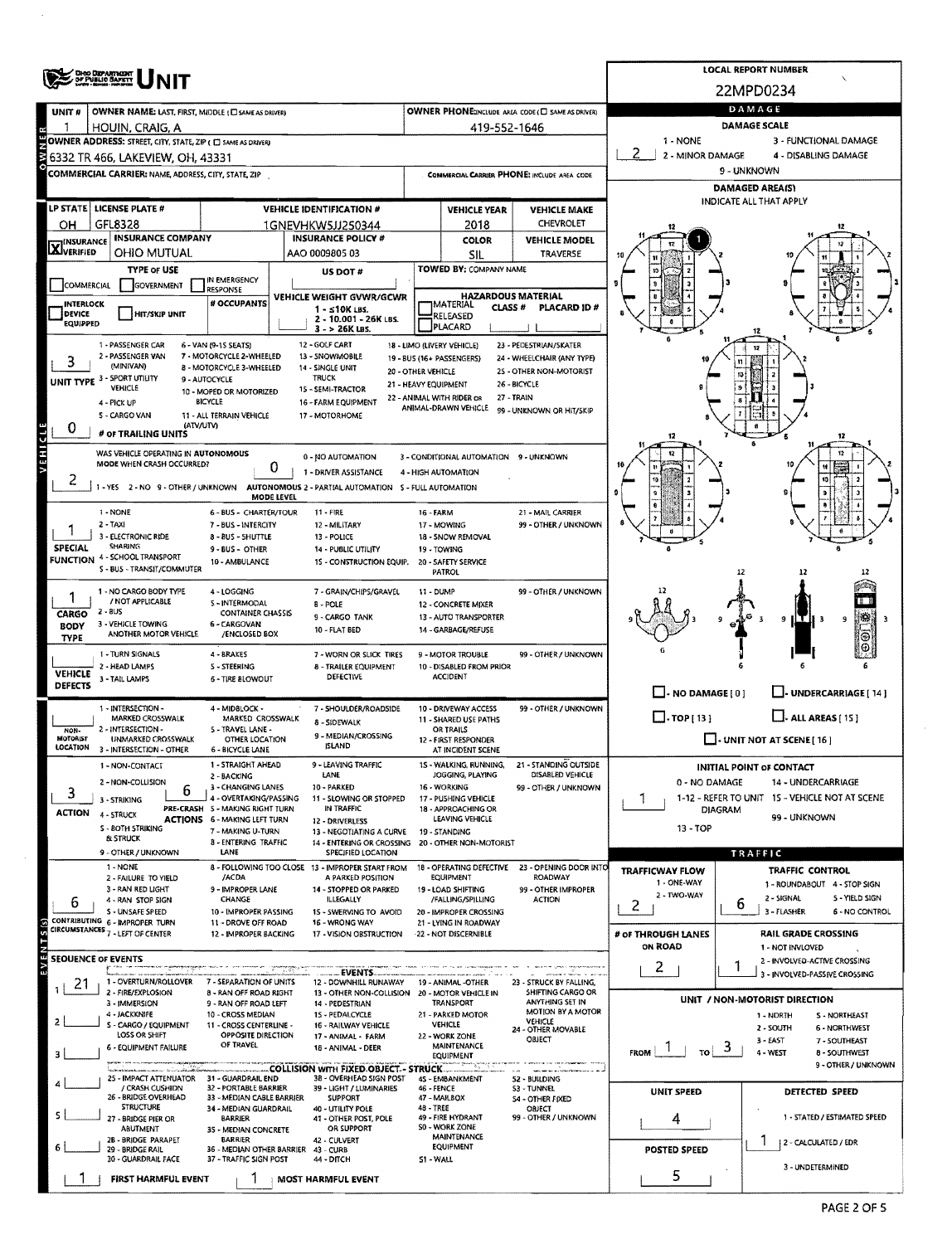# UNIT

**LOCAL REPORT NUMBER:** 22MPD0234

| UNIT # | OWNER NAME: LAST, FIRST, MIDDLE (☐ SAME AS DRIVER) | OWNER PHONE: INCLUDE AREA CODE (☐ SAME AS DRIVER) |
|---|---|---|
| 1 | HOUIN, CRAIG, A | 419-552-1646 |

**OWNER ADDRESS:** STREET, CITY, STATE, ZIP (☐ SAME AS DRIVER)
6332 TR 466, LAKEVIEW, OH, 43331

**COMMERCIAL CARRIER:** NAME, ADDRESS, CITY, STATE, ZIP

**COMMERCIAL CARRIER PHONE:** INCLUDE AREA CODE

| LP STATE | LICENSE PLATE # | VEHICLE IDENTIFICATION # | VEHICLE YEAR | VEHICLE MAKE |
|---|---|---|---|---|
| OH | GFL8328 | 1GNEVHKW5JJ250344 | 2018 | CHEVROLET |

| INSURANCE | INSURANCE COMPANY | INSURANCE POLICY # | COLOR | VEHICLE MODEL |
|---|---|---|---|---|
| ☒ VERIFIED | OHIO MUTUAL | AAO 0009805 03 | SIL | TRAVERSE |

**TYPE OF USE:** ☐ COMMERCIAL ☐ GOVERNMENT ☐ IN EMERGENCY RESPONSE

**US DOT #:**

**TOWED BY:** COMPANY NAME

☐ INTERLOCK DEVICE EQUIPPED ☐ HIT/SKIP UNIT

**# OCCUPANTS:**

**VEHICLE WEIGHT GVWR/GCWR:** 1 - ≤10K LBS. 2 - 10.001 - 26K LBS. 3 - > 26K LBS.

**HAZARDOUS MATERIAL:** ☐ MATERIAL RELEASED CLASS # PLACARD ID # ☐ PLACARD

**UNIT TYPE:** 3
1 - PASSENGER CAR, 2 - PASSENGER VAN (MINIVAN), 3 - SPORT UTILITY VEHICLE, 4 - PICK UP, 5 - CARGO VAN, 6 - VAN (9-15 SEATS), 7 - MOTORCYCLE 2-WHEELED, 8 - MOTORCYCLE 3-WHEELED, 9 - AUTOCYCLE, 10 - MOPED OR MOTORIZED BICYCLE, 11 - ALL TERRAIN VEHICLE (ATV/UTV), 12 - GOLF CART, 13 - SNOWMOBILE, 14 - SINGLE UNIT TRUCK, 15 - SEMI-TRACTOR, 16 - FARM EQUIPMENT, 17 - MOTORHOME, 18 - LIMO (LIVERY VEHICLE), 19 - BUS (16+ PASSENGERS), 20 - OTHER VEHICLE, 21 - HEAVY EQUIPMENT, 22 - ANIMAL WITH RIDER OR ANIMAL-DRAWN VEHICLE, 23 - PEDESTRIAN/SKATER, 24 - WHEELCHAIR (ANY TYPE), 25 - OTHER NON-MOTORIST, 26 - BICYCLE, 27 - TRAIN, 99 - UNKNOWN OR HIT/SKIP

**# OF TRAILING UNITS:** 0

**WAS VEHICLE OPERATING IN AUTONOMOUS MODE WHEN CRASH OCCURRED?** 2
1 - YES 2 - NO 9 - OTHER / UNKNOWN

**AUTONOMOUS MODE LEVEL:** 0
0 - NO AUTOMATION, 1 - DRIVER ASSISTANCE, 2 - PARTIAL AUTOMATION, 3 - CONDITIONAL AUTOMATION, 4 - HIGH AUTOMATION, 5 - FULL AUTOMATION, 9 - UNKNOWN

**SPECIAL FUNCTION:** 1
1 - NONE, 2 - TAXI, 3 - ELECTRONIC RIDE SHARING, 4 - SCHOOL TRANSPORT, 5 - BUS - TRANSIT/COMMUTER, 6 - BUS - CHARTER/TOUR, 7 - BUS - INTERCITY, 8 - BUS - SHUTTLE, 9 - BUS - OTHER, 10 - AMBULANCE, 11 - FIRE, 12 - MILITARY, 13 - POLICE, 14 - PUBLIC UTILITY, 15 - CONSTRUCTION EQUIP., 16 - FARM, 17 - MOWING, 18 - SNOW REMOVAL, 19 - TOWING, 20 - SAFETY SERVICE PATROL, 21 - MAIL CARRIER, 99 - OTHER / UNKNOWN

**CARGO BODY TYPE:** 1
1 - NO CARGO BODY TYPE / NOT APPLICABLE, 2 - BUS, 3 - VEHICLE TOWING ANOTHER MOTOR VEHICLE, 4 - LOGGING, 5 - INTERMODAL CONTAINER CHASSIS, 6 - CARGOVAN /ENCLOSED BOX, 7 - GRAIN/CHIPS/GRAVEL, 8 - POLE, 9 - CARGO TANK, 10 - FLAT BED, 11 - DUMP, 12 - CONCRETE MIXER, 13 - AUTO TRANSPORTER, 14 - GARBAGE/REFUSE, 99 - OTHER / UNKNOWN

**VEHICLE DEFECTS:**
1 - TURN SIGNALS, 2 - HEAD LAMPS, 3 - TAIL LAMPS, 4 - BRAKES, 5 - STEERING, 6 - TIRE BLOWOUT, 7 - WORN OR SLICK TIRES, 8 - TRAILER EQUIPMENT DEFECTIVE, 9 - MOTOR TROUBLE, 10 - DISABLED FROM PRIOR ACCIDENT, 99 - OTHER / UNKNOWN

**NON-MOTORIST LOCATION:**
1 - INTERSECTION - MARKED CROSSWALK, 2 - INTERSECTION - UNMARKED CROSSWALK, 3 - INTERSECTION - OTHER, 4 - MIDBLOCK - MARKED CROSSWALK, 5 - TRAVEL LANE - OTHER LOCATION, 6 - BICYCLE LANE, 7 - SHOULDER/ROADSIDE, 8 - SIDEWALK, 9 - MEDIAN/CROSSING ISLAND, 10 - DRIVEWAY ACCESS, 11 - SHARED USE PATHS OR TRAILS, 12 - FIRST RESPONDER AT INCIDENT SCENE, 99 - OTHER / UNKNOWN

**ACTION:** 3
1 - NON-CONTACT, 2 - NON-COLLISION, 3 - STRIKING, 4 - STRUCK, 5 - BOTH STRIKING & STRUCK, 9 - OTHER / UNKNOWN

**PRE-CRASH ACTIONS:** 6
1 - STRAIGHT AHEAD, 2 - BACKING, 3 - CHANGING LANES, 4 - OVERTAKING/PASSING, 5 - MAKING RIGHT TURN, 6 - MAKING LEFT TURN, 7 - MAKING U-TURN, 8 - ENTERING TRAFFIC LANE, 9 - LEAVING TRAFFIC LANE, 10 - PARKED, 11 - SLOWING OR STOPPED IN TRAFFIC, 12 - DRIVERLESS, 13 - NEGOTIATING A CURVE, 14 - ENTERING OR CROSSING SPECIFIED LOCATION, 15 - WALKING, RUNNING, JOGGING, PLAYING, 16 - WORKING, 17 - PUSHING VEHICLE, 18 - APPROACHING OR LEAVING VEHICLE, 19 - STANDING, 20 - OTHER NON-MOTORIST, 21 - STANDING OUTSIDE DISABLED VEHICLE, 99 - OTHER / UNKNOWN

**CONTRIBUTING CIRCUMSTANCES:** 6
1 - NONE, 2 - FAILURE TO YIELD, 3 - RAN RED LIGHT, 4 - RAN STOP SIGN, 5 - UNSAFE SPEED, 6 - IMPROPER TURN, 7 - LEFT OF CENTER, 8 - FOLLOWING TOO CLOSE /ACDA, 9 - IMPROPER LANE CHANGE, 10 - IMPROPER PASSING, 11 - DROVE OFF ROAD, 12 - IMPROPER BACKING, 13 - IMPROPER START FROM A PARKED POSITION, 14 - STOPPED OR PARKED ILLEGALLY, 15 - SWERVING TO AVOID, 16 - WRONG WAY, 17 - VISION OBSTRUCTION, 18 - OPERATING DEFECTIVE EQUIPMENT, 19 - LOAD SHIFTING /FALLING/SPILLING, 20 - IMPROPER CROSSING, 21 - LYING IN ROADWAY, 22 - NOT DISCERNIBLE, 23 - OPENING DOOR INTO ROADWAY, 99 - OTHER IMPROPER ACTION

## SEQUENCE OF EVENTS

1: 21
2:
3:
4:
5:
6:

**EVENTS:**
1 - OVERTURN/ROLLOVER, 2 - FIRE/EXPLOSION, 3 - IMMERSION, 4 - JACKKNIFE, 5 - CARGO / EQUIPMENT LOSS OR SHIFT, 6 - EQUIPMENT FAILURE, 7 - SEPARATION OF UNITS, 8 - RAN OFF ROAD RIGHT, 9 - RAN OFF ROAD LEFT, 10 - CROSS MEDIAN, 11 - CROSS CENTERLINE - OPPOSITE DIRECTION OF TRAVEL, 12 - DOWNHILL RUNAWAY, 13 - OTHER NON-COLLISION, 14 - PEDESTRIAN, 15 - PEDALCYCLE, 16 - RAILWAY VEHICLE, 17 - ANIMAL - FARM, 18 - ANIMAL - DEER, 19 - ANIMAL -OTHER, 20 - MOTOR VEHICLE IN TRANSPORT, 21 - PARKED MOTOR VEHICLE, 22 - WORK ZONE MAINTENANCE EQUIPMENT, 23 - STRUCK BY FALLING, SHIFTING CARGO OR ANYTHING SET IN MOTION BY A MOTOR VEHICLE, 24 - OTHER MOVABLE OBJECT

**COLLISION WITH FIXED OBJECT - STRUCK:**
25 - IMPACT ATTENUATOR / CRASH CUSHION, 26 - BRIDGE OVERHEAD STRUCTURE, 27 - BRIDGE PIER OR ABUTMENT, 28 - BRIDGE PARAPET, 29 - BRIDGE RAIL, 30 - GUARDRAIL FACE, 31 - GUARDRAIL END, 32 - PORTABLE BARRIER, 33 - MEDIAN CABLE BARRIER, 34 - MEDIAN GUARDRAIL BARRIER, 35 - MEDIAN CONCRETE BARRIER, 36 - MEDIAN OTHER BARRIER, 37 - TRAFFIC SIGN POST, 38 - OVERHEAD SIGN POST, 39 - LIGHT / LUMINARIES SUPPORT, 40 - UTILITY POLE, 41 - OTHER POST, POLE OR SUPPORT, 42 - CULVERT, 43 - CURB, 44 - DITCH, 45 - EMBANKMENT, 46 - FENCE, 47 - MAILBOX, 48 - TREE, 49 - FIRE HYDRANT, 50 - WORK ZONE MAINTENANCE EQUIPMENT, 51 - WALL, 52 - BUILDING, 53 - TUNNEL, 54 - OTHER FIXED OBJECT, 99 - OTHER / UNKNOWN

**FIRST HARMFUL EVENT:** 1
**MOST HARMFUL EVENT:** 1

## DAMAGE

**DAMAGE SCALE:** 2
1 - NONE, 2 - MINOR DAMAGE, 3 - FUNCTIONAL DAMAGE, 4 - DISABLING DAMAGE, 9 - UNKNOWN

**DAMAGED AREA(S)** — INDICATE ALL THAT APPLY: 1

☐ - NO DAMAGE [ 0 ] ☐ - UNDERCARRIAGE [ 14 ] ☐ - TOP [ 13 ] ☐ - ALL AREAS [ 15 ] ☐ - UNIT NOT AT SCENE [ 16 ]

**INITIAL POINT OF CONTACT:** 1
0 - NO DAMAGE, 1-12 - REFER TO UNIT DIAGRAM, 13 - TOP, 14 - UNDERCARRIAGE, 15 - VEHICLE NOT AT SCENE, 99 - UNKNOWN

## TRAFFIC

**TRAFFICWAY FLOW:** 2
1 - ONE-WAY, 2 - TWO-WAY

**TRAFFIC CONTROL:** 6
1 - ROUNDABOUT, 2 - SIGNAL, 3 - FLASHER, 4 - STOP SIGN, 5 - YIELD SIGN, 6 - NO CONTROL

**# OF THROUGH LANES ON ROAD:** 2

**RAIL GRADE CROSSING:** 1
1 - NOT INVOLVED, 2 - INVOLVED-ACTIVE CROSSING, 3 - INVOLVED-PASSIVE CROSSING

**UNIT / NON-MOTORIST DIRECTION:** FROM 1 TO 3
1 - NORTH, 2 - SOUTH, 3 - EAST, 4 - WEST, 5 - NORTHEAST, 6 - NORTHWEST, 7 - SOUTHEAST, 8 - SOUTHWEST, 9 - OTHER / UNKNOWN

**UNIT SPEED:** 4

**DETECTED SPEED:** 1
1 - STATED / ESTIMATED SPEED, 2 - CALCULATED / EDR, 3 - UNDETERMINED

**POSTED SPEED:** 5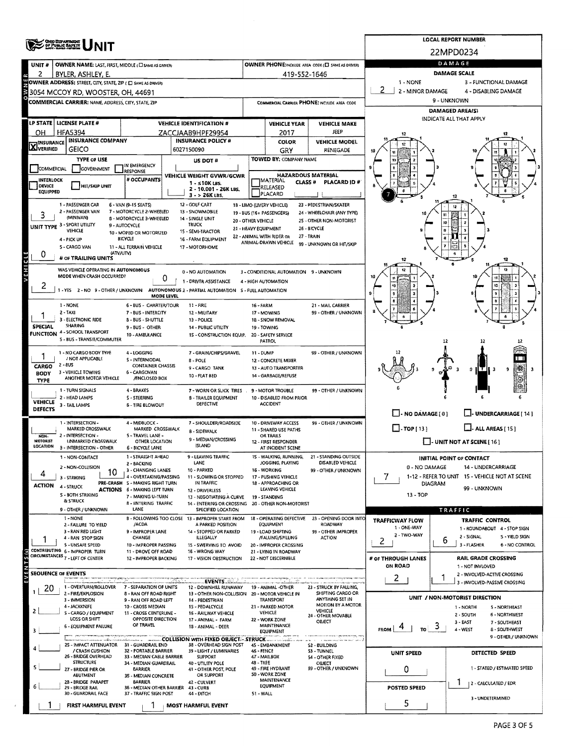# OHIO DEPARTMENT OF PUBLIC SAFETY UNIT

**LOCAL REPORT NUMBER:** 22MPD0234

## OWNER

| Field | Value |
|---|---|
| UNIT # | 2 |
| OWNER NAME: LAST, FIRST, MIDDLE (☐ SAME AS DRIVER) | BYLER, ASHLEY, E. |
| OWNER PHONE: INCLUDE AREA CODE (☐ SAME AS DRIVER) | 419-552-1646 |
| OWNER ADDRESS: STREET, CITY, STATE, ZIP (☐ SAME AS DRIVER) | 3054 MCCOY RD, WOOSTER, OH, 44691 |
| COMMERCIAL CARRIER: NAME, ADDRESS, CITY, STATE, ZIP | |
| COMMERCIAL CARRIER PHONE: INCLUDE AREA CODE | |

## VEHICLE

| Field | Value |
|---|---|
| LP STATE | OH |
| LICENSE PLATE # | HFA5394 |
| VEHICLE IDENTIFICATION # | ZACCJAAB9HPF29954 |
| VEHICLE YEAR | 2017 |
| VEHICLE MAKE | JEEP |
| INSURANCE | ☒ VERIFIED |
| INSURANCE COMPANY | GEICO |
| INSURANCE POLICY # | 6027150090 |
| COLOR | GRY |
| VEHICLE MODEL | RENEGADE |
| TYPE OF USE | ☐ COMMERCIAL ☐ GOVERNMENT ☐ IN EMERGENCY RESPONSE |
| US DOT # | |
| TOWED BY: COMPANY NAME | |
| INTERLOCK DEVICE EQUIPPED | ☐ |
| HIT/SKIP UNIT | ☐ |
| # OCCUPANTS | |
| VEHICLE WEIGHT GVWR/GCWR | 1 - ≤10K LBS. 2 - 10.001 - 26K LBS. 3 - > 26K LBS. |
| HAZARDOUS MATERIAL | ☐ MATERIAL RELEASED ☐ PLACARD; CLASS #; PLACARD ID # |

**UNIT TYPE:** 3

1 - PASSENGER CAR; 2 - PASSENGER VAN (MINIVAN); 3 - SPORT UTILITY VEHICLE; 4 - PICK UP; 5 - CARGO VAN; 6 - VAN (9-15 SEATS); 7 - MOTORCYCLE 2-WHEELED; 8 - MOTORCYCLE 3-WHEELED; 9 - AUTOCYCLE; 10 - MOPED OR MOTORIZED BICYCLE; 11 - ALL TERRAIN VEHICLE (ATV/UTV); 12 - GOLF CART; 13 - SNOWMOBILE; 14 - SINGLE UNIT TRUCK; 15 - SEMI-TRACTOR; 16 - FARM EQUIPMENT; 17 - MOTORHOME; 18 - LIMO (LIVERY VEHICLE); 19 - BUS (16+ PASSENGERS); 20 - OTHER VEHICLE; 21 - HEAVY EQUIPMENT; 22 - ANIMAL WITH RIDER OR ANIMAL-DRAWN VEHICLE; 23 - PEDESTRIAN/SKATER; 24 - WHEELCHAIR (ANY TYPE); 25 - OTHER NON-MOTORIST; 26 - BICYCLE; 27 - TRAIN; 99 - UNKNOWN OR HIT/SKIP

**# OF TRAILING UNITS:** 0

**WAS VEHICLE OPERATING IN AUTONOMOUS MODE WHEN CRASH OCCURRED?** 2 (1 - YES 2 - NO 9 - OTHER / UNKNOWN)

**AUTONOMOUS MODE LEVEL:** 0 (0 - NO AUTOMATION; 1 - DRIVER ASSISTANCE; 2 - PARTIAL AUTOMATION; 3 - CONDITIONAL AUTOMATION; 4 - HIGH AUTOMATION; 5 - FULL AUTOMATION; 9 - UNKNOWN)

**SPECIAL FUNCTION:** 1

1 - NONE; 2 - TAXI; 3 - ELECTRONIC RIDE SHARING; 4 - SCHOOL TRANSPORT; 5 - BUS - TRANSIT/COMMUTER; 6 - BUS - CHARTER/TOUR; 7 - BUS - INTERCITY; 8 - BUS - SHUTTLE; 9 - BUS - OTHER; 10 - AMBULANCE; 11 - FIRE; 12 - MILITARY; 13 - POLICE; 14 - PUBLIC UTILITY; 15 - CONSTRUCTION EQUIP.; 16 - FARM; 17 - MOWING; 18 - SNOW REMOVAL; 19 - TOWING; 20 - SAFETY SERVICE PATROL; 21 - MAIL CARRIER; 99 - OTHER / UNKNOWN

**CARGO BODY TYPE:** 1

1 - NO CARGO BODY TYPE / NOT APPLICABLE; 2 - BUS; 3 - VEHICLE TOWING ANOTHER MOTOR VEHICLE; 4 - LOGGING; 5 - INTERMODAL CONTAINER CHASSIS; 6 - CARGOVAN /ENCLOSED BOX; 7 - GRAIN/CHIPS/GRAVEL; 8 - POLE; 9 - CARGO TANK; 10 - FLAT BED; 11 - DUMP; 12 - CONCRETE MIXER; 13 - AUTO TRANSPORTER; 14 - GARBAGE/REFUSE; 99 - OTHER / UNKNOWN

**VEHICLE DEFECTS:**

1 - TURN SIGNALS; 2 - HEAD LAMPS; 3 - TAIL LAMPS; 4 - BRAKES; 5 - STEERING; 6 - TIRE BLOWOUT; 7 - WORN OR SLICK TIRES; 8 - TRAILER EQUIPMENT DEFECTIVE; 9 - MOTOR TROUBLE; 10 - DISABLED FROM PRIOR ACCIDENT; 99 - OTHER / UNKNOWN

**NON-MOTORIST LOCATION:**

1 - INTERSECTION - MARKED CROSSWALK; 2 - INTERSECTION - UNMARKED CROSSWALK; 3 - INTERSECTION - OTHER; 4 - MIDBLOCK - MARKED CROSSWALK; 5 - TRAVEL LANE - OTHER LOCATION; 6 - BICYCLE LANE; 7 - SHOULDER/ROADSIDE; 8 - SIDEWALK; 9 - MEDIAN/CROSSING ISLAND; 10 - DRIVEWAY ACCESS; 11 - SHARED USE PATHS OR TRAILS; 12 - FIRST RESPONDER AT INCIDENT SCENE; 99 - OTHER / UNKNOWN

**ACTION:** 4

1 - NON-CONTACT; 2 - NON-COLLISION; 3 - STRIKING; 4 - STRUCK; 5 - BOTH STRIKING & STRUCK; 9 - OTHER / UNKNOWN

**PRE-CRASH ACTIONS:** 10

1 - STRAIGHT AHEAD; 2 - BACKING; 3 - CHANGING LANES; 4 - OVERTAKING/PASSING; 5 - MAKING RIGHT TURN; 6 - MAKING LEFT TURN; 7 - MAKING U-TURN; 8 - ENTERING TRAFFIC LANE; 9 - LEAVING TRAFFIC LANE; 10 - PARKED; 11 - SLOWING OR STOPPED IN TRAFFIC; 12 - DRIVERLESS; 13 - NEGOTIATING A CURVE; 14 - ENTERING OR CROSSING SPECIFIED LOCATION; 15 - WALKING, RUNNING, JOGGING, PLAYING; 16 - WORKING; 17 - PUSHING VEHICLE; 18 - APPROACHING OR LEAVING VEHICLE; 19 - STANDING; 20 - OTHER NON-MOTORIST; 21 - STANDING OUTSIDE DISABLED VEHICLE; 99 - OTHER / UNKNOWN

**CONTRIBUTING CIRCUMSTANCES:** 1

1 - NONE; 2 - FAILURE TO YIELD; 3 - RAN RED LIGHT; 4 - RAN STOP SIGN; 5 - UNSAFE SPEED; 6 - IMPROPER TURN; 7 - LEFT OF CENTER; 8 - FOLLOWING TOO CLOSE /ACDA; 9 - IMPROPER LANE CHANGE; 10 - IMPROPER PASSING; 11 - DROVE OFF ROAD; 12 - IMPROPER BACKING; 13 - IMPROPER START FROM A PARKED POSITION; 14 - STOPPED OR PARKED ILLEGALLY; 15 - SWERVING TO AVOID; 16 - WRONG WAY; 17 - VISION OBSTRUCTION; 18 - OPERATING DEFECTIVE EQUIPMENT; 19 - LOAD SHIFTING /FALLING/SPILLING; 20 - IMPROPER CROSSING; 21 - LYING IN ROADWAY; 22 - NOT DISCERNIBLE; 23 - OPENING DOOR INTO ROADWAY; 99 - OTHER IMPROPER ACTION

## SEQUENCE OF EVENTS

| # | Event |
|---|---|
| 1 | 20 |
| 2 | |
| 3 | |
| 4 | |
| 5 | |
| 6 | |

**EVENTS:** 1 - OVERTURN/ROLLOVER; 2 - FIRE/EXPLOSION; 3 - IMMERSION; 4 - JACKKNIFE; 5 - CARGO / EQUIPMENT LOSS OR SHIFT; 6 - EQUIPMENT FAILURE; 7 - SEPARATION OF UNITS; 8 - RAN OFF ROAD RIGHT; 9 - RAN OFF ROAD LEFT; 10 - CROSS MEDIAN; 11 - CROSS CENTERLINE - OPPOSITE DIRECTION OF TRAVEL; 12 - DOWNHILL RUNAWAY; 13 - OTHER NON-COLLISION; 14 - PEDESTRIAN; 15 - PEDALCYCLE; 16 - RAILWAY VEHICLE; 17 - ANIMAL - FARM; 18 - ANIMAL - DEER; 19 - ANIMAL -OTHER; 20 - MOTOR VEHICLE IN TRANSPORT; 21 - PARKED MOTOR VEHICLE; 22 - WORK ZONE MAINTENANCE EQUIPMENT; 23 - STRUCK BY FALLING, SHIFTING CARGO OR ANYTHING SET IN MOTION BY A MOTOR VEHICLE; 24 - OTHER MOVABLE OBJECT

**COLLISION WITH FIXED OBJECT - STRUCK:** 25 - IMPACT ATTENUATOR / CRASH CUSHION; 26 - BRIDGE OVERHEAD STRUCTURE; 27 - BRIDGE PIER OR ABUTMENT; 28 - BRIDGE PARAPET; 29 - BRIDGE RAIL; 30 - GUARDRAIL FACE; 31 - GUARDRAIL END; 32 - PORTABLE BARRIER; 33 - MEDIAN CABLE BARRIER; 34 - MEDIAN GUARDRAIL BARRIER; 35 - MEDIAN CONCRETE BARRIER; 36 - MEDIAN OTHER BARRIER; 37 - TRAFFIC SIGN POST; 38 - OVERHEAD SIGN POST; 39 - LIGHT / LUMINARIES SUPPORT; 40 - UTILITY POLE; 41 - OTHER POST, POLE OR SUPPORT; 42 - CULVERT; 43 - CURB; 44 - DITCH; 45 - EMBANKMENT; 46 - FENCE; 47 - MAILBOX; 48 - TREE; 49 - FIRE HYDRANT; 50 - WORK ZONE MAINTENANCE EQUIPMENT; 51 - WALL; 52 - BUILDING; 53 - TUNNEL; 54 - OTHER FIXED OBJECT; 99 - OTHER / UNKNOWN

**FIRST HARMFUL EVENT:** 1 **MOST HARMFUL EVENT:** 1

## DAMAGE

**DAMAGE SCALE:** 2 (1 - NONE; 2 - MINOR DAMAGE; 3 - FUNCTIONAL DAMAGE; 4 - DISABLING DAMAGE; 9 - UNKNOWN)

**DAMAGED AREA(S)** — INDICATE ALL THAT APPLY: 7

☐ - NO DAMAGE [0] ☐ - UNDERCARRIAGE [14] ☐ - TOP [13] ☐ - ALL AREAS [15] ☐ - UNIT NOT AT SCENE [16]

**INITIAL POINT OF CONTACT:** 7

0 - NO DAMAGE; 1-12 - REFER TO UNIT DIAGRAM; 13 - TOP; 14 - UNDERCARRIAGE; 15 - VEHICLE NOT AT SCENE; 99 - UNKNOWN

## TRAFFIC

| Field | Value |
|---|---|
| TRAFFICWAY FLOW (1 - ONE-WAY, 2 - TWO-WAY) | 2 |
| TRAFFIC CONTROL (1 - ROUNDABOUT, 2 - SIGNAL, 3 - FLASHER, 4 - STOP SIGN, 5 - YIELD SIGN, 6 - NO CONTROL) | 6 |
| # OF THROUGH LANES ON ROAD | 2 |
| RAIL GRADE CROSSING (1 - NOT INVLOVED, 2 - INVOLVED-ACTIVE CROSSING, 3 - INVOLVED-PASSIVE CROSSING) | 1 |

**UNIT / NON-MOTORIST DIRECTION:** FROM 4 TO 3

1 - NORTH; 2 - SOUTH; 3 - EAST; 4 - WEST; 5 - NORTHEAST; 6 - NORTHWEST; 7 - SOUTHEAST; 8 - SOUTHWEST; 9 - OTHER / UNKNOWN

| Field | Value |
|---|---|
| UNIT SPEED | 0 |
| POSTED SPEED | 5 |
| DETECTED SPEED (1 - STATED / ESTIMATED SPEED, 2 - CALCULATED / EDR, 3 - UNDETERMINED) | 1 |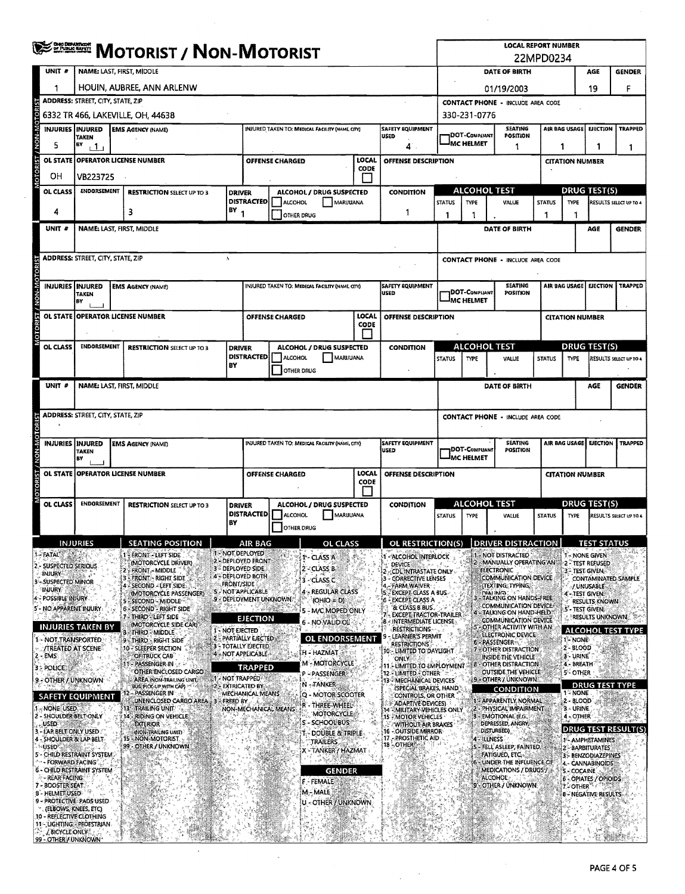# MOTORIST / NON-MOTORIST

Ohio Department of Public Safety

**LOCAL REPORT NUMBER:** 22MPD0234

## Unit 1

| UNIT # | NAME: LAST, FIRST, MIDDLE | DATE OF BIRTH | AGE | GENDER |
|---|---|---|---|---|
| 1 | HOUIN, AUBREE, ANN ARLENW | 01/19/2003 | 19 | F |

| ADDRESS: STREET, CITY, STATE, ZIP | CONTACT PHONE - INCLUDE AREA CODE |
|---|---|
| 6332 TR 466, LAKEVILLE, OH, 44638 | 330-231-0776 |

| INJURIES | INJURED TAKEN BY | EMS AGENCY (NAME) | INJURED TAKEN TO: MEDICAL FACILITY (NAME, CITY) | SAFETY EQUIPMENT USED | DOT-COMPLIANT MC HELMET | SEATING POSITION | AIR BAG USAGE | EJECTION | TRAPPED |
|---|---|---|---|---|---|---|---|---|---|
| 5 | 1 | | | 4 | | 1 | 1 | 1 | 1 |

| OL STATE | OPERATOR LICENSE NUMBER | OFFENSE CHARGED | LOCAL CODE | OFFENSE DESCRIPTION | CITATION NUMBER |
|---|---|---|---|---|---|
| OH | VB223725 | | | | |

| OL CLASS | ENDORSEMENT | RESTRICTION SELECT UP TO 3 | DRIVER DISTRACTED BY | ALCOHOL / DRUG SUSPECTED | CONDITION | ALCOHOL TEST STATUS | ALCOHOL TEST TYPE | ALCOHOL TEST VALUE | DRUG TEST STATUS | DRUG TEST TYPE | RESULTS SELECT UP TO 4 |
|---|---|---|---|---|---|---|---|---|---|---|---|
| 4 | | 3 | 1 | | 1 | 1 | 1 | | 1 | 1 | |

## Unit (blank)

| UNIT # | NAME: LAST, FIRST, MIDDLE | DATE OF BIRTH | AGE | GENDER |
|---|---|---|---|---|
| | | | | |

| ADDRESS: STREET, CITY, STATE, ZIP | CONTACT PHONE - INCLUDE AREA CODE |
|---|---|
| | |

| INJURIES | INJURED TAKEN BY | EMS AGENCY (NAME) | INJURED TAKEN TO: MEDICAL FACILITY (NAME, CITY) | SAFETY EQUIPMENT USED | DOT-COMPLIANT MC HELMET | SEATING POSITION | AIR BAG USAGE | EJECTION | TRAPPED |
|---|---|---|---|---|---|---|---|---|---|
| | | | | | | | | | |

| OL STATE | OPERATOR LICENSE NUMBER | OFFENSE CHARGED | LOCAL CODE | OFFENSE DESCRIPTION | CITATION NUMBER |
|---|---|---|---|---|---|
| | | | | | |

| OL CLASS | ENDORSEMENT | RESTRICTION SELECT UP TO 3 | DRIVER DISTRACTED BY | ALCOHOL / DRUG SUSPECTED | CONDITION | ALCOHOL TEST STATUS | ALCOHOL TEST TYPE | ALCOHOL TEST VALUE | DRUG TEST STATUS | DRUG TEST TYPE | RESULTS SELECT UP TO 4 |
|---|---|---|---|---|---|---|---|---|---|---|---|
| | | | | | | | | | | | |

## Unit (blank)

| UNIT # | NAME: LAST, FIRST, MIDDLE | DATE OF BIRTH | AGE | GENDER |
|---|---|---|---|---|
| | | | | |

| ADDRESS: STREET, CITY, STATE, ZIP | CONTACT PHONE - INCLUDE AREA CODE |
|---|---|
| | |

| INJURIES | INJURED TAKEN BY | EMS AGENCY (NAME) | INJURED TAKEN TO: MEDICAL FACILITY (NAME, CITY) | SAFETY EQUIPMENT USED | DOT-COMPLIANT MC HELMET | SEATING POSITION | AIR BAG USAGE | EJECTION | TRAPPED |
|---|---|---|---|---|---|---|---|---|---|
| | | | | | | | | | |

| OL STATE | OPERATOR LICENSE NUMBER | OFFENSE CHARGED | LOCAL CODE | OFFENSE DESCRIPTION | CITATION NUMBER |
|---|---|---|---|---|---|
| | | | | | |

| OL CLASS | ENDORSEMENT | RESTRICTION SELECT UP TO 3 | DRIVER DISTRACTED BY | ALCOHOL / DRUG SUSPECTED | CONDITION | ALCOHOL TEST STATUS | ALCOHOL TEST TYPE | ALCOHOL TEST VALUE | DRUG TEST STATUS | DRUG TEST TYPE | RESULTS SELECT UP TO 4 |
|---|---|---|---|---|---|---|---|---|---|---|---|
| | | | | | | | | | | | |

## Codes

**INJURIES**
1 - FATAL
2 - SUSPECTED SERIOUS INJURY
3 - SUSPECTED MINOR INJURY
4 - POSSIBLE INJURY
5 - NO APPARENT INJURY

**INJURIES TAKEN BY**
1 - NOT TRANSPORTED /TREATED AT SCENE
2 - EMS
3 - POLICE
9 - OTHER / UNKNOWN

**SAFETY EQUIPMENT**
1 - NONE USED
2 - SHOULDER BELT ONLY USED
3 - LAP BELT ONLY USED
4 - SHOULDER & LAP BELT USED
5 - CHILD RESTRAINT SYSTEM - FORWARD FACING
6 - CHILD RESTRAINT SYSTEM - REAR FACING
7 - BOOSTER SEAT
8 - HELMET USED
9 - PROTECTIVE PADS USED (ELBOWS, KNEES, ETC)
10 - REFLECTIVE CLOTHING
11 - LIGHTING - PEDESTRIAN / BICYCLE ONLY
99 - OTHER / UNKNOWN

**SEATING POSITION**
1 - FRONT - LEFT SIDE (MOTORCYCLE DRIVER)
2 - FRONT - MIDDLE
3 - FRONT - RIGHT SIDE
4 - SECOND - LEFT SIDE (MOTORCYCLE PASSENGER)
5 - SECOND - MIDDLE
6 - SECOND - RIGHT SIDE
7 - THIRD - LEFT SIDE (MOTORCYCLE SIDE CAR)
8 - THIRD - MIDDLE
9 - THIRD - RIGHT SIDE
10 - SLEEPER SECTION OF TRUCK CAB
11 - PASSENGER IN OTHER ENCLOSED CARGO AREA (NON-TRAILING UNIT, BUS, PICK-UP WITH CAP)
12 - PASSENGER IN UNENCLOSED CARGO AREA
13 - TRAILING UNIT
14 - RIDING ON VEHICLE EXTERIOR (NON-TRAILING UNIT)
15 - NON-MOTORIST
99 - OTHER / UNKNOWN

**AIR BAG**
1 - NOT DEPLOYED
2 - DEPLOYED FRONT
3 - DEPLOYED SIDE
4 - DEPLOYED BOTH FRONT/SIDE
5 - NOT APPLICABLE
9 - DEPLOYMENT UNKNOWN

**EJECTION**
1 - NOT EJECTED
2 - PARTIALLY EJECTED
3 - TOTALLY EJECTED
4 - NOT APPLICABLE

**TRAPPED**
1 - NOT TRAPPED
2 - EXTRICATED BY MECHANICAL MEANS
3 - FREED BY NON-MECHANICAL MEANS

**OL CLASS**
1 - CLASS A
2 - CLASS B
3 - CLASS C
4 - REGULAR CLASS (OHIO = D)
5 - M/C MOPED ONLY
6 - NO VALID OL

**OL ENDORSEMENT**
H - HAZMAT
M - MOTORCYCLE
P - PASSENGER
N - TANKER
Q - MOTOR SCOOTER
R - THREE-WHEEL MOTORCYCLE
S - SCHOOL BUS
T - DOUBLE & TRIPLE TRAILERS
X - TANKER / HAZMAT

**GENDER**
F - FEMALE
M - MALE
U - OTHER / UNKNOWN

**OL RESTRICTION(S)**
1 - ALCOHOL INTERLOCK DEVICE
2 - CDL INTRASTATE ONLY
3 - CORRECTIVE LENSES
4 - FARM WAIVER
5 - EXCEPT CLASS A BUS
6 - EXCEPT CLASS A & CLASS B BUS
7 - EXCEPT TRACTOR-TRAILER
8 - INTERMEDIATE LICENSE RESTRICTIONS
9 - LEARNER'S PERMIT RESTRICTIONS
10 - LIMITED TO DAYLIGHT ONLY
11 - LIMITED TO EMPLOYMENT
12 - LIMITED - OTHER
13 - MECHANICAL DEVICES (SPECIAL BRAKES, HAND CONTROLS, OR OTHER ADAPTIVE DEVICES)
14 - MILITARY VEHICLES ONLY
15 - MOTOR VEHICLES WITHOUT AIR BRAKES
16 - OUTSIDE MIRROR
17 - PROSTHETIC AID
18 - OTHER

**DRIVER DISTRACTION**
1 - NOT DISTRACTED
2 - MANUALLY OPERATING AN ELECTRONIC COMMUNICATION DEVICE (TEXTING, TYPING, DIALING)
3 - TALKING ON HANDS-FREE COMMUNICATION DEVICE
4 - TALKING ON HAND-HELD COMMUNICATION DEVICE
5 - OTHER ACTIVITY WITH AN ELECTRONIC DEVICE
6 - PASSENGER
7 - OTHER DISTRACTION INSIDE THE VEHICLE
8 - OTHER DISTRACTION OUTSIDE THE VEHICLE
9 - OTHER / UNKNOWN

**CONDITION**
1 - APPARENTLY NORMAL
2 - PHYSICAL IMPAIRMENT
3 - EMOTIONAL (E.G., DEPRESSED, ANGRY, DISTURBED)
4 - ILLNESS
5 - FELL ASLEEP, FAINTED, FATIGUED, ETC.
6 - UNDER THE INFLUENCE OF MEDICATIONS / DRUGS / ALCOHOL
9 - OTHER / UNKNOWN

**TEST STATUS**
1 - NONE GIVEN
2 - TEST REFUSED
3 - TEST GIVEN, CONTAMINATED SAMPLE / UNUSABLE
4 - TEST GIVEN, RESULTS KNOWN
5 - TEST GIVEN, RESULTS UNKNOWN

**ALCOHOL TEST TYPE**
1 - NONE
2 - BLOOD
3 - URINE
4 - BREATH
5 - OTHER

**DRUG TEST TYPE**
1 - NONE
2 - BLOOD
3 - URINE
4 - OTHER

**DRUG TEST RESULT(S)**
1 - AMPHETAMINES
2 - BARBITURATES
3 - BENZODIAZEPINES
4 - CANNABINOIDS
5 - COCAINE
6 - OPIATES / OPIOIDS
7 - OTHER
8 - NEGATIVE RESULTS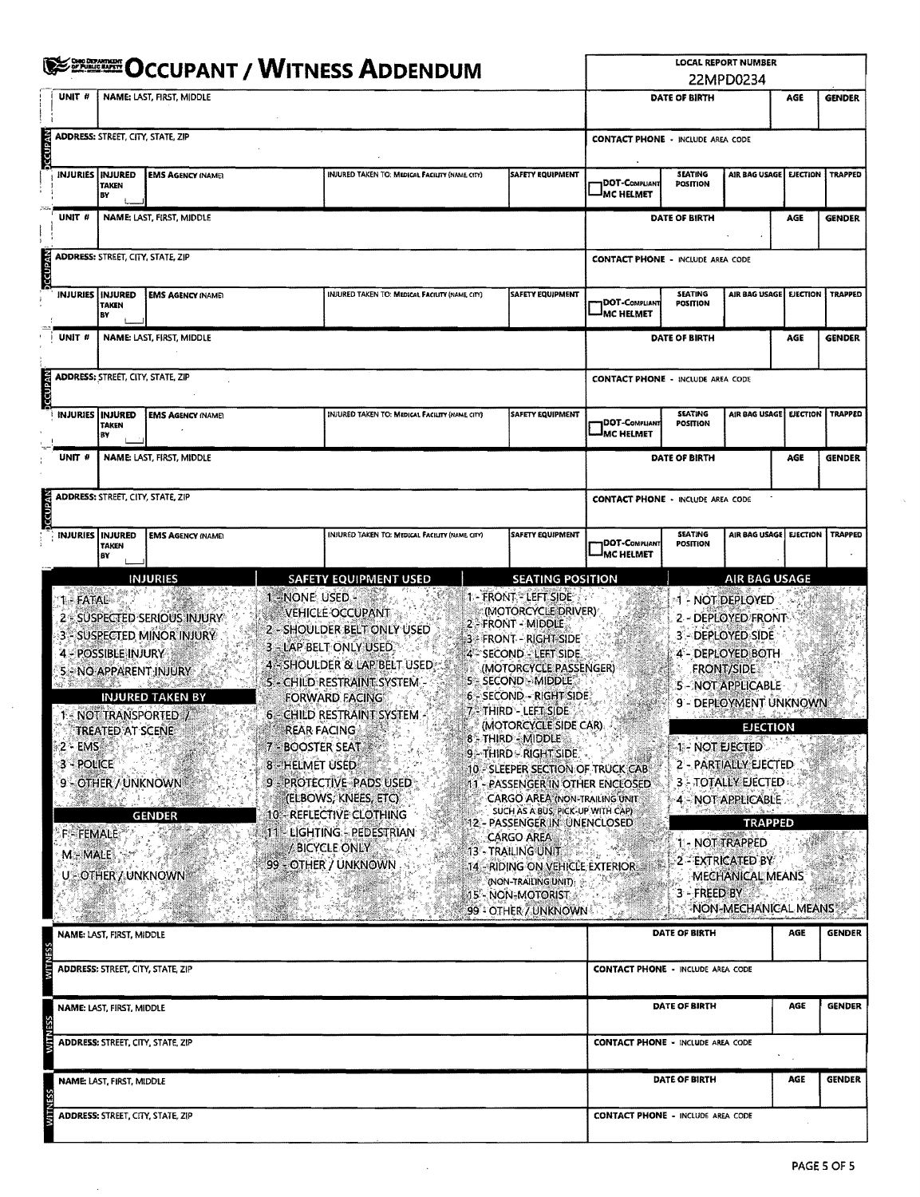# OCCUPANT / WITNESS ADDENDUM

**LOCAL REPORT NUMBER:** 22MPD0234

## OCCUPANT

| UNIT # | NAME: LAST, FIRST, MIDDLE | DATE OF BIRTH | AGE | GENDER |
|---|---|---|---|---|
| | | | | |

| ADDRESS: STREET, CITY, STATE, ZIP | CONTACT PHONE - INCLUDE AREA CODE |
|---|---|
| | |

| INJURIES | INJURED TAKEN BY | EMS AGENCY (NAME) | INJURED TAKEN TO: MEDICAL FACILITY (NAME, CITY) | SAFETY EQUIPMENT | DOT-COMPLIANT MC HELMET | SEATING POSITION | AIR BAG USAGE | EJECTION | TRAPPED |
|---|---|---|---|---|---|---|---|---|---|
| | | | | | | | | | |

## OCCUPANT

| UNIT # | NAME: LAST, FIRST, MIDDLE | DATE OF BIRTH | AGE | GENDER |
|---|---|---|---|---|
| | | | | |

| ADDRESS: STREET, CITY, STATE, ZIP | CONTACT PHONE - INCLUDE AREA CODE |
|---|---|
| | |

| INJURIES | INJURED TAKEN BY | EMS AGENCY (NAME) | INJURED TAKEN TO: MEDICAL FACILITY (NAME, CITY) | SAFETY EQUIPMENT | DOT-COMPLIANT MC HELMET | SEATING POSITION | AIR BAG USAGE | EJECTION | TRAPPED |
|---|---|---|---|---|---|---|---|---|---|
| | | | | | | | | | |

## OCCUPANT

| UNIT # | NAME: LAST, FIRST, MIDDLE | DATE OF BIRTH | AGE | GENDER |
|---|---|---|---|---|
| | | | | |

| ADDRESS: STREET, CITY, STATE, ZIP | CONTACT PHONE - INCLUDE AREA CODE |
|---|---|
| | |

| INJURIES | INJURED TAKEN BY | EMS AGENCY (NAME) | INJURED TAKEN TO: MEDICAL FACILITY (NAME, CITY) | SAFETY EQUIPMENT | DOT-COMPLIANT MC HELMET | SEATING POSITION | AIR BAG USAGE | EJECTION | TRAPPED |
|---|---|---|---|---|---|---|---|---|---|
| | | | | | | | | | |

## OCCUPANT

| UNIT # | NAME: LAST, FIRST, MIDDLE | DATE OF BIRTH | AGE | GENDER |
|---|---|---|---|---|
| | | | | |

| ADDRESS: STREET, CITY, STATE, ZIP | CONTACT PHONE - INCLUDE AREA CODE |
|---|---|
| | |

| INJURIES | INJURED TAKEN BY | EMS AGENCY (NAME) | INJURED TAKEN TO: MEDICAL FACILITY (NAME, CITY) | SAFETY EQUIPMENT | DOT-COMPLIANT MC HELMET | SEATING POSITION | AIR BAG USAGE | EJECTION | TRAPPED |
|---|---|---|---|---|---|---|---|---|---|
| | | | | | | | | | |

### INJURIES
1 - FATAL
2 - SUSPECTED SERIOUS INJURY
3 - SUSPECTED MINOR INJURY
4 - POSSIBLE INJURY
5 - NO APPARENT INJURY

### INJURED TAKEN BY
1 - NOT TRANSPORTED / TREATED AT SCENE
2 - EMS
3 - POLICE
9 - OTHER / UNKNOWN

### GENDER
F - FEMALE
M - MALE
U - OTHER / UNKNOWN

### SAFETY EQUIPMENT USED
1 - NONE USED - VEHICLE OCCUPANT
2 - SHOULDER BELT ONLY USED
3 - LAP BELT ONLY USED
4 - SHOULDER & LAP BELT USED
5 - CHILD RESTRAINT SYSTEM - FORWARD FACING
6 - CHILD RESTRAINT SYSTEM - REAR FACING
7 - BOOSTER SEAT
8 - HELMET USED
9 - PROTECTIVE PADS USED (ELBOWS, KNEES, ETC)
10 - REFLECTIVE CLOTHING
11 - LIGHTING - PEDESTRIAN / BICYCLE ONLY
99 - OTHER / UNKNOWN

### SEATING POSITION
1 - FRONT - LEFT SIDE (MOTORCYCLE DRIVER)
2 - FRONT - MIDDLE
3 - FRONT - RIGHT SIDE
4 - SECOND - LEFT SIDE (MOTORCYCLE PASSENGER)
5 - SECOND - MIDDLE
6 - SECOND - RIGHT SIDE
7 - THIRD - LEFT SIDE (MOTORCYCLE SIDE CAR)
8 - THIRD - MIDDLE
9 - THIRD - RIGHT SIDE
10 - SLEEPER SECTION OF TRUCK CAB
11 - PASSENGER IN OTHER ENCLOSED CARGO AREA (NON-TRAILING UNIT SUCH AS A BUS, PICK-UP WITH CAP)
12 - PASSENGER IN UNENCLOSED CARGO AREA
13 - TRAILING UNIT
14 - RIDING ON VEHICLE EXTERIOR (NON-TRAILING UNIT)
15 - NON-MOTORIST
99 - OTHER / UNKNOWN

### AIR BAG USAGE
1 - NOT DEPLOYED
2 - DEPLOYED FRONT
3 - DEPLOYED SIDE
4 - DEPLOYED BOTH FRONT/SIDE
5 - NOT APPLICABLE
9 - DEPLOYMENT UNKNOWN

### EJECTION
1 - NOT EJECTED
2 - PARTIALLY EJECTED
3 - TOTALLY EJECTED
4 - NOT APPLICABLE

### TRAPPED
1 - NOT TRAPPED
2 - EXTRICATED BY MECHANICAL MEANS
3 - FREED BY NON-MECHANICAL MEANS

## WITNESS

| NAME: LAST, FIRST, MIDDLE | DATE OF BIRTH | AGE | GENDER |
|---|---|---|---|
| | | | |

| ADDRESS: STREET, CITY, STATE, ZIP | CONTACT PHONE - INCLUDE AREA CODE |
|---|---|
| | |

## WITNESS

| NAME: LAST, FIRST, MIDDLE | DATE OF BIRTH | AGE | GENDER |
|---|---|---|---|
| | | | |

| ADDRESS: STREET, CITY, STATE, ZIP | CONTACT PHONE - INCLUDE AREA CODE |
|---|---|
| | |

## WITNESS

| NAME: LAST, FIRST, MIDDLE | DATE OF BIRTH | AGE | GENDER |
|---|---|---|---|
| | | | |

| ADDRESS: STREET, CITY, STATE, ZIP | CONTACT PHONE - INCLUDE AREA CODE |
|---|---|
| | |